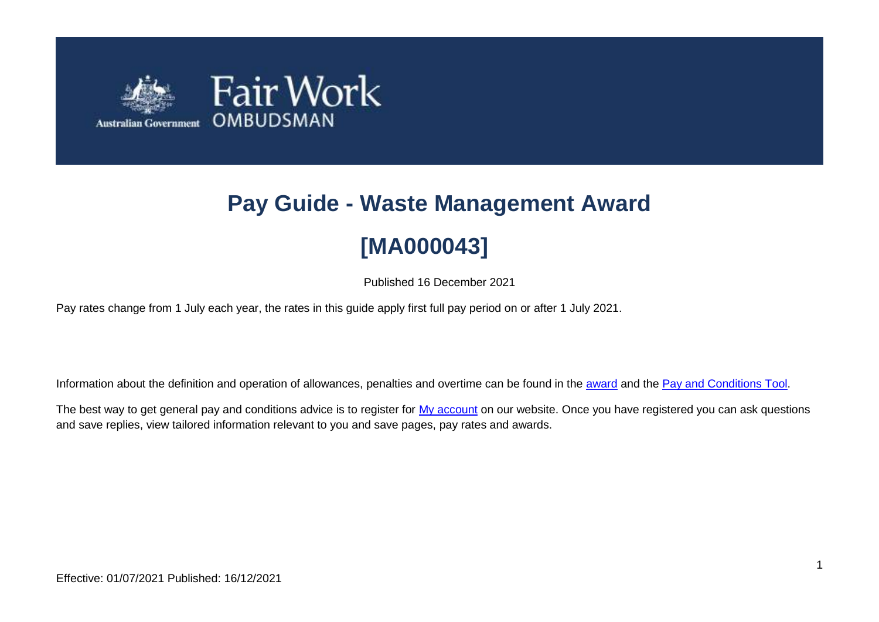# Pay Guide - Waste Management Award

# [MA000043]

Published 16 December 2021

Pay rates change from 1 July each year, the rates in this guide apply first full pay period on or after 1 July 2021.

Information about the definition and operation of allowances, penalties and overtime can be found in the award and the Pay and Conditions Tool.

The best way to get general pay and conditions advice is to register for My account on our website. Once you have registered you can ask questions and save replies, view tailored information relevant to you and save pages, pay rates and awards.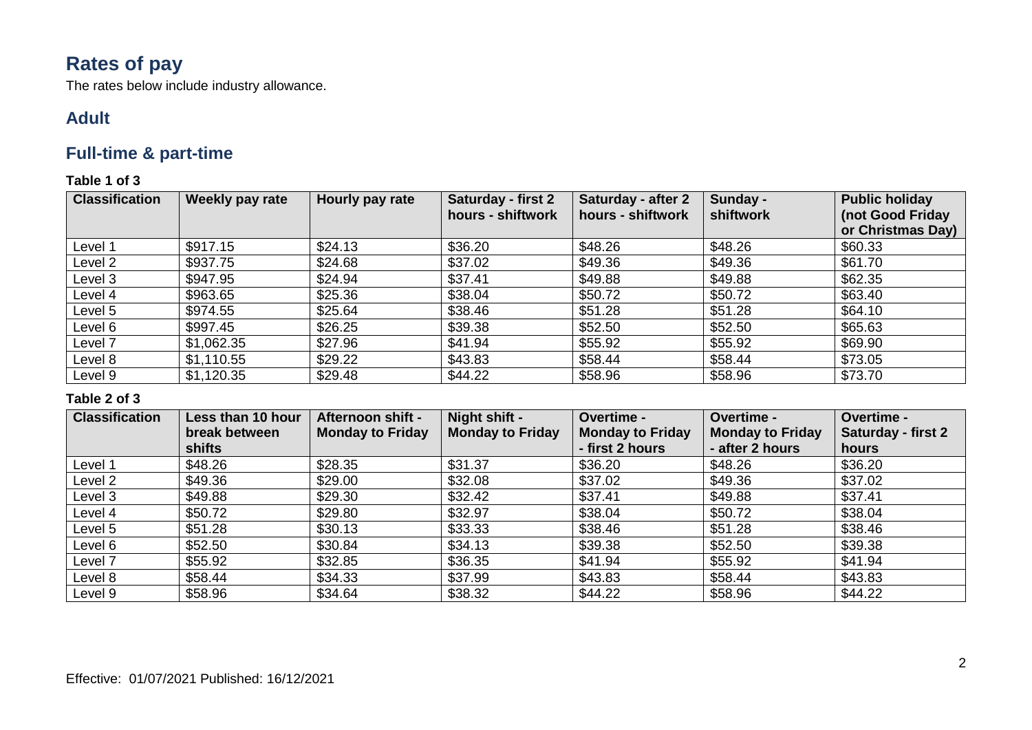# Rates of pay

The rates below include industry allowance.

## Adult

## Full-time & part-time

**Table 1 of 3**

| Classification | Weekly pay rate | Hourly pay rate | Saturday - first 2 hours - shiftwork | Saturday - after 2 hours - shiftwork | Sunday - shiftwork | Public holiday (not Good Friday or Christmas Day) |
|---|---|---|---|---|---|---|
| Level 1 | $917.15 | $24.13 | $36.20 | $48.26 | $48.26 | $60.33 |
| Level 2 | $937.75 | $24.68 | $37.02 | $49.36 | $49.36 | $61.70 |
| Level 3 | $947.95 | $24.94 | $37.41 | $49.88 | $49.88 | $62.35 |
| Level 4 | $963.65 | $25.36 | $38.04 | $50.72 | $50.72 | $63.40 |
| Level 5 | $974.55 | $25.64 | $38.46 | $51.28 | $51.28 | $64.10 |
| Level 6 | $997.45 | $26.25 | $39.38 | $52.50 | $52.50 | $65.63 |
| Level 7 | $1,062.35 | $27.96 | $41.94 | $55.92 | $55.92 | $69.90 |
| Level 8 | $1,110.55 | $29.22 | $43.83 | $58.44 | $58.44 | $73.05 |
| Level 9 | $1,120.35 | $29.48 | $44.22 | $58.96 | $58.96 | $73.70 |

**Table 2 of 3**

| Classification | Less than 10 hour break between shifts | Afternoon shift - Monday to Friday | Night shift - Monday to Friday | Overtime - Monday to Friday - first 2 hours | Overtime - Monday to Friday - after 2 hours | Overtime - Saturday - first 2 hours |
|---|---|---|---|---|---|---|
| Level 1 | $48.26 | $28.35 | $31.37 | $36.20 | $48.26 | $36.20 |
| Level 2 | $49.36 | $29.00 | $32.08 | $37.02 | $49.36 | $37.02 |
| Level 3 | $49.88 | $29.30 | $32.42 | $37.41 | $49.88 | $37.41 |
| Level 4 | $50.72 | $29.80 | $32.97 | $38.04 | $50.72 | $38.04 |
| Level 5 | $51.28 | $30.13 | $33.33 | $38.46 | $51.28 | $38.46 |
| Level 6 | $52.50 | $30.84 | $34.13 | $39.38 | $52.50 | $39.38 |
| Level 7 | $55.92 | $32.85 | $36.35 | $41.94 | $55.92 | $41.94 |
| Level 8 | $58.44 | $34.33 | $37.99 | $43.83 | $58.44 | $43.83 |
| Level 9 | $58.96 | $34.64 | $38.32 | $44.22 | $58.96 | $44.22 |

Effective: 01/07/2021 Published: 16/12/2021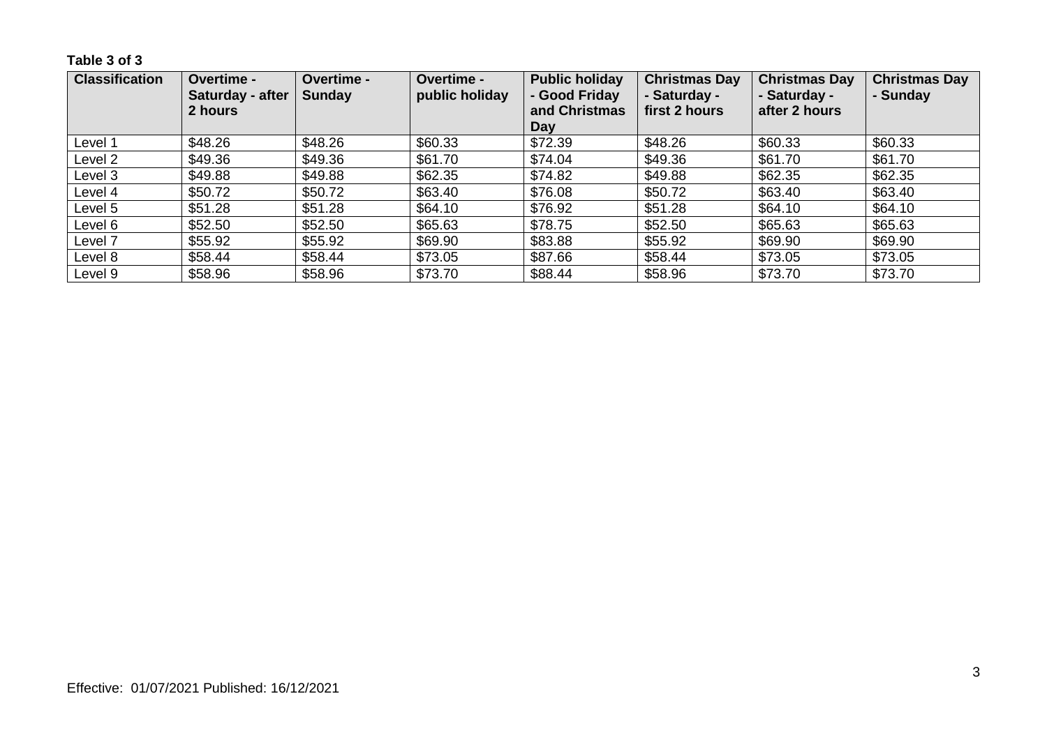**Table 3 of 3**

| Classification | Overtime - Saturday - after 2 hours | Overtime - Sunday | Overtime - public holiday | Public holiday - Good Friday and Christmas Day | Christmas Day - Saturday - first 2 hours | Christmas Day - Saturday - after 2 hours | Christmas Day - Sunday |
|---|---|---|---|---|---|---|---|
| Level 1 | $48.26 | $48.26 | $60.33 | $72.39 | $48.26 | $60.33 | $60.33 |
| Level 2 | $49.36 | $49.36 | $61.70 | $74.04 | $49.36 | $61.70 | $61.70 |
| Level 3 | $49.88 | $49.88 | $62.35 | $74.82 | $49.88 | $62.35 | $62.35 |
| Level 4 | $50.72 | $50.72 | $63.40 | $76.08 | $50.72 | $63.40 | $63.40 |
| Level 5 | $51.28 | $51.28 | $64.10 | $76.92 | $51.28 | $64.10 | $64.10 |
| Level 6 | $52.50 | $52.50 | $65.63 | $78.75 | $52.50 | $65.63 | $65.63 |
| Level 7 | $55.92 | $55.92 | $69.90 | $83.88 | $55.92 | $69.90 | $69.90 |
| Level 8 | $58.44 | $58.44 | $73.05 | $87.66 | $58.44 | $73.05 | $73.05 |
| Level 9 | $58.96 | $58.96 | $73.70 | $88.44 | $58.96 | $73.70 | $73.70 |

Effective: 01/07/2021 Published: 16/12/2021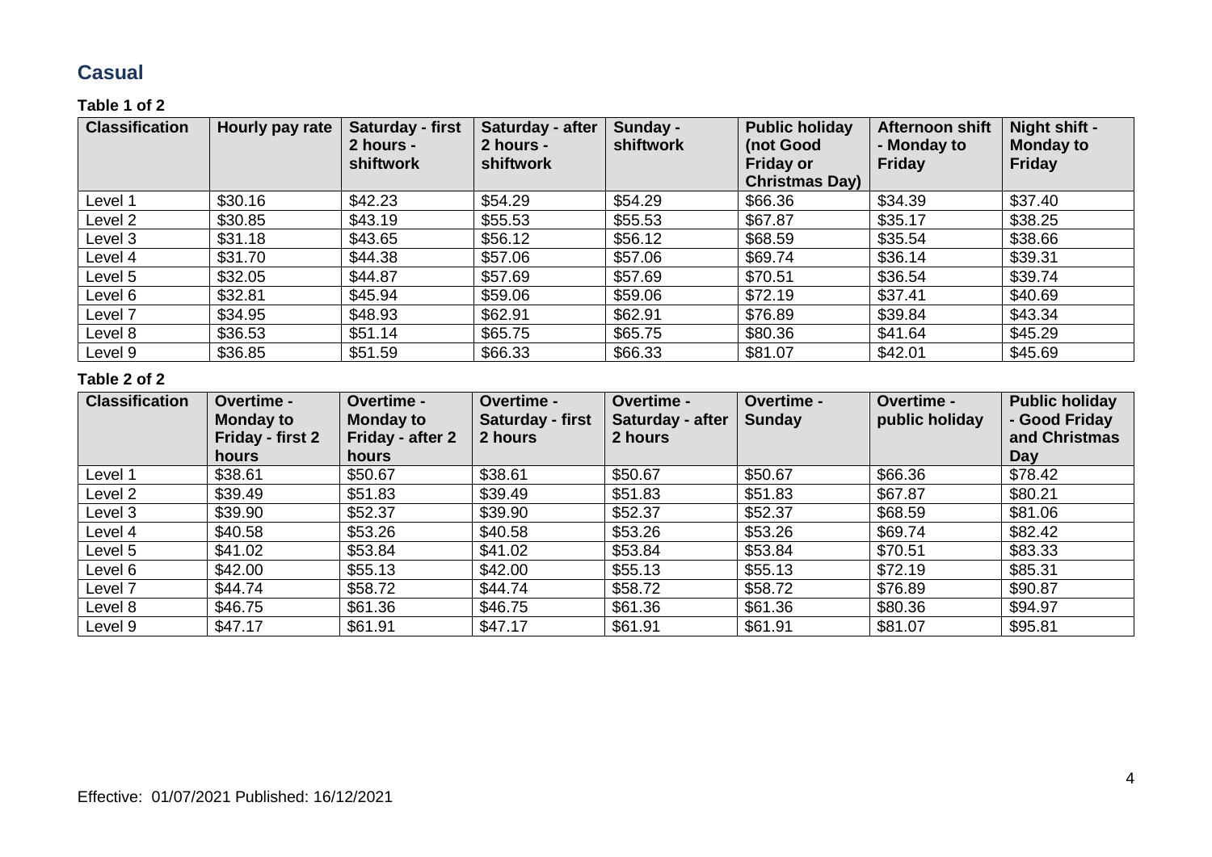## Casual

**Table 1 of 2**

| Classification | Hourly pay rate | Saturday - first 2 hours - shiftwork | Saturday - after 2 hours - shiftwork | Sunday - shiftwork | Public holiday (not Good Friday or Christmas Day) | Afternoon shift - Monday to Friday | Night shift - Monday to Friday |
|---|---|---|---|---|---|---|---|
| Level 1 | $30.16 | $42.23 | $54.29 | $54.29 | $66.36 | $34.39 | $37.40 |
| Level 2 | $30.85 | $43.19 | $55.53 | $55.53 | $67.87 | $35.17 | $38.25 |
| Level 3 | $31.18 | $43.65 | $56.12 | $56.12 | $68.59 | $35.54 | $38.66 |
| Level 4 | $31.70 | $44.38 | $57.06 | $57.06 | $69.74 | $36.14 | $39.31 |
| Level 5 | $32.05 | $44.87 | $57.69 | $57.69 | $70.51 | $36.54 | $39.74 |
| Level 6 | $32.81 | $45.94 | $59.06 | $59.06 | $72.19 | $37.41 | $40.69 |
| Level 7 | $34.95 | $48.93 | $62.91 | $62.91 | $76.89 | $39.84 | $43.34 |
| Level 8 | $36.53 | $51.14 | $65.75 | $65.75 | $80.36 | $41.64 | $45.29 |
| Level 9 | $36.85 | $51.59 | $66.33 | $66.33 | $81.07 | $42.01 | $45.69 |

**Table 2 of 2**

| Classification | Overtime - Monday to Friday - first 2 hours | Overtime - Monday to Friday - after 2 hours | Overtime - Saturday - first 2 hours | Overtime - Saturday - after 2 hours | Overtime - Sunday | Overtime - public holiday | Public holiday - Good Friday and Christmas Day |
|---|---|---|---|---|---|---|---|
| Level 1 | $38.61 | $50.67 | $38.61 | $50.67 | $50.67 | $66.36 | $78.42 |
| Level 2 | $39.49 | $51.83 | $39.49 | $51.83 | $51.83 | $67.87 | $80.21 |
| Level 3 | $39.90 | $52.37 | $39.90 | $52.37 | $52.37 | $68.59 | $81.06 |
| Level 4 | $40.58 | $53.26 | $40.58 | $53.26 | $53.26 | $69.74 | $82.42 |
| Level 5 | $41.02 | $53.84 | $41.02 | $53.84 | $53.84 | $70.51 | $83.33 |
| Level 6 | $42.00 | $55.13 | $42.00 | $55.13 | $55.13 | $72.19 | $85.31 |
| Level 7 | $44.74 | $58.72 | $44.74 | $58.72 | $58.72 | $76.89 | $90.87 |
| Level 8 | $46.75 | $61.36 | $46.75 | $61.36 | $61.36 | $80.36 | $94.97 |
| Level 9 | $47.17 | $61.91 | $47.17 | $61.91 | $61.91 | $81.07 | $95.81 |

Effective: 01/07/2021 Published: 16/12/2021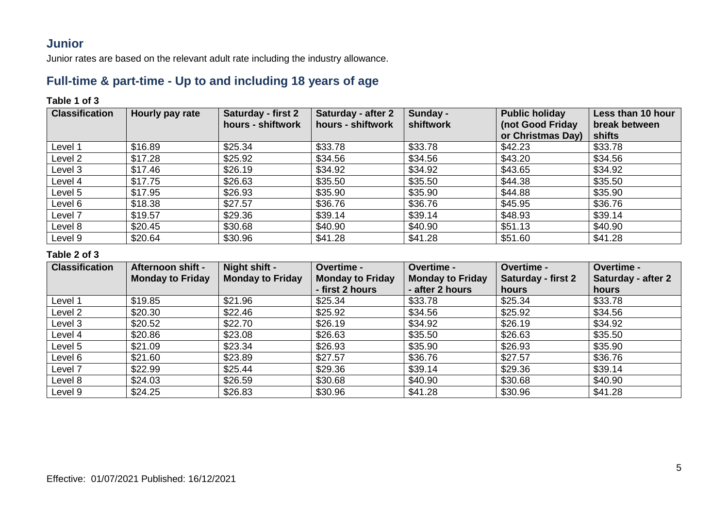## Junior

Junior rates are based on the relevant adult rate including the industry allowance.

## Full-time & part-time - Up to and including 18 years of age

**Table 1 of 3**

| Classification | Hourly pay rate | Saturday - first 2 hours - shiftwork | Saturday - after 2 hours - shiftwork | Sunday - shiftwork | Public holiday (not Good Friday or Christmas Day) | Less than 10 hour break between shifts |
|---|---|---|---|---|---|---|
| Level 1 | $16.89 | $25.34 | $33.78 | $33.78 | $42.23 | $33.78 |
| Level 2 | $17.28 | $25.92 | $34.56 | $34.56 | $43.20 | $34.56 |
| Level 3 | $17.46 | $26.19 | $34.92 | $34.92 | $43.65 | $34.92 |
| Level 4 | $17.75 | $26.63 | $35.50 | $35.50 | $44.38 | $35.50 |
| Level 5 | $17.95 | $26.93 | $35.90 | $35.90 | $44.88 | $35.90 |
| Level 6 | $18.38 | $27.57 | $36.76 | $36.76 | $45.95 | $36.76 |
| Level 7 | $19.57 | $29.36 | $39.14 | $39.14 | $48.93 | $39.14 |
| Level 8 | $20.45 | $30.68 | $40.90 | $40.90 | $51.13 | $40.90 |
| Level 9 | $20.64 | $30.96 | $41.28 | $41.28 | $51.60 | $41.28 |

**Table 2 of 3**

| Classification | Afternoon shift - Monday to Friday | Night shift - Monday to Friday | Overtime - Monday to Friday - first 2 hours | Overtime - Monday to Friday - after 2 hours | Overtime - Saturday - first 2 hours | Overtime - Saturday - after 2 hours |
|---|---|---|---|---|---|---|
| Level 1 | $19.85 | $21.96 | $25.34 | $33.78 | $25.34 | $33.78 |
| Level 2 | $20.30 | $22.46 | $25.92 | $34.56 | $25.92 | $34.56 |
| Level 3 | $20.52 | $22.70 | $26.19 | $34.92 | $26.19 | $34.92 |
| Level 4 | $20.86 | $23.08 | $26.63 | $35.50 | $26.63 | $35.50 |
| Level 5 | $21.09 | $23.34 | $26.93 | $35.90 | $26.93 | $35.90 |
| Level 6 | $21.60 | $23.89 | $27.57 | $36.76 | $27.57 | $36.76 |
| Level 7 | $22.99 | $25.44 | $29.36 | $39.14 | $29.36 | $39.14 |
| Level 8 | $24.03 | $26.59 | $30.68 | $40.90 | $30.68 | $40.90 |
| Level 9 | $24.25 | $26.83 | $30.96 | $41.28 | $30.96 | $41.28 |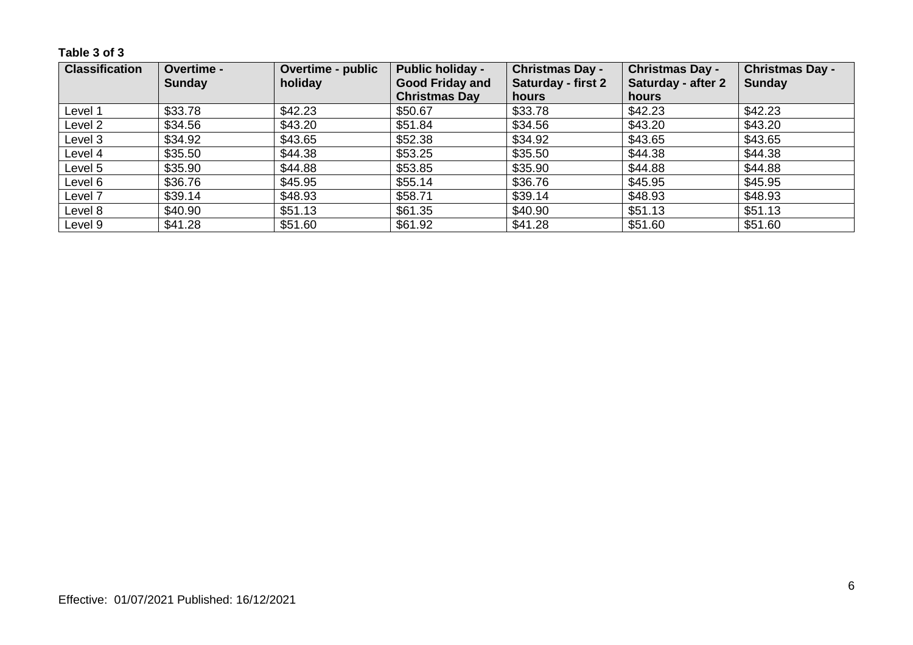**Table 3 of 3**

| Classification | Overtime - Sunday | Overtime - public holiday | Public holiday - Good Friday and Christmas Day | Christmas Day - Saturday - first 2 hours | Christmas Day - Saturday - after 2 hours | Christmas Day - Sunday |
|---|---|---|---|---|---|---|
| Level 1 | $33.78 | $42.23 | $50.67 | $33.78 | $42.23 | $42.23 |
| Level 2 | $34.56 | $43.20 | $51.84 | $34.56 | $43.20 | $43.20 |
| Level 3 | $34.92 | $43.65 | $52.38 | $34.92 | $43.65 | $43.65 |
| Level 4 | $35.50 | $44.38 | $53.25 | $35.50 | $44.38 | $44.38 |
| Level 5 | $35.90 | $44.88 | $53.85 | $35.90 | $44.88 | $44.88 |
| Level 6 | $36.76 | $45.95 | $55.14 | $36.76 | $45.95 | $45.95 |
| Level 7 | $39.14 | $48.93 | $58.71 | $39.14 | $48.93 | $48.93 |
| Level 8 | $40.90 | $51.13 | $61.35 | $40.90 | $51.13 | $51.13 |
| Level 9 | $41.28 | $51.60 | $61.92 | $41.28 | $51.60 | $51.60 |

Effective: 01/07/2021 Published: 16/12/2021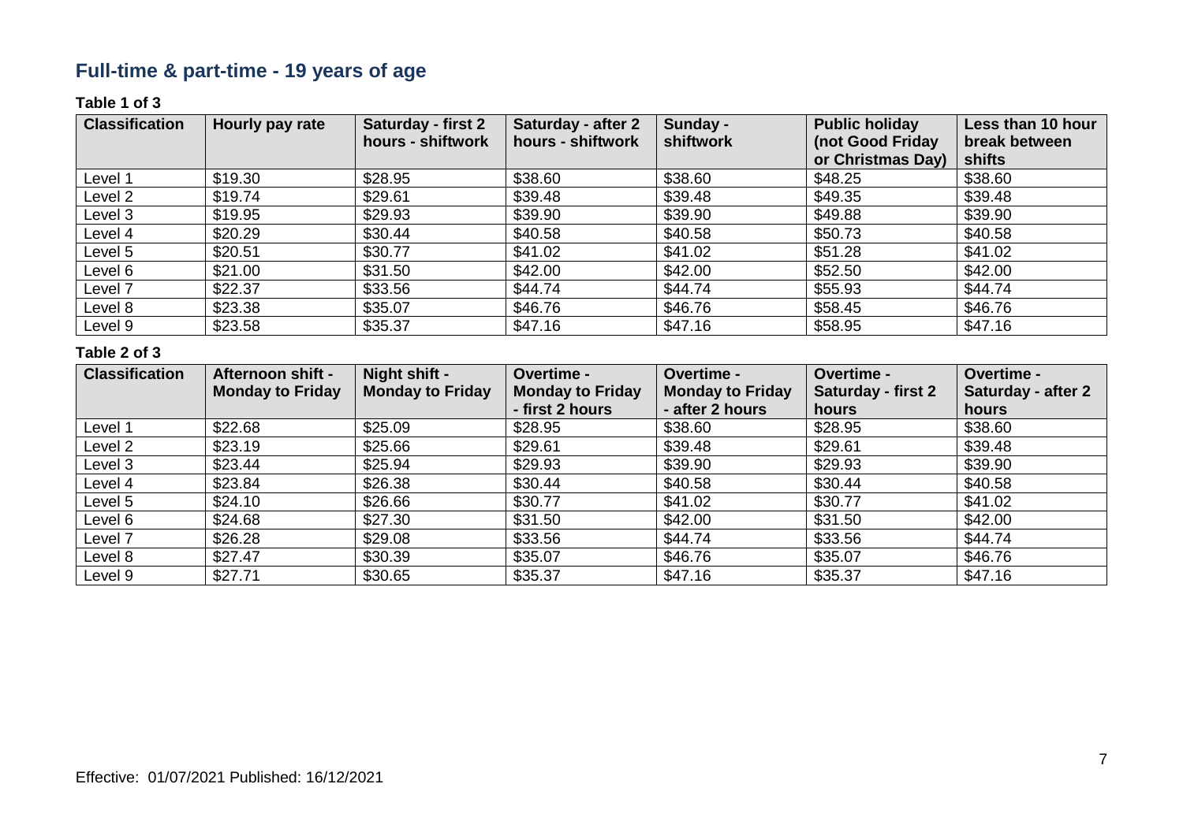## Full-time & part-time - 19 years of age

**Table 1 of 3**

| Classification | Hourly pay rate | Saturday - first 2 hours - shiftwork | Saturday - after 2 hours - shiftwork | Sunday - shiftwork | Public holiday (not Good Friday or Christmas Day) | Less than 10 hour break between shifts |
|---|---|---|---|---|---|---|
| Level 1 | $19.30 | $28.95 | $38.60 | $38.60 | $48.25 | $38.60 |
| Level 2 | $19.74 | $29.61 | $39.48 | $39.48 | $49.35 | $39.48 |
| Level 3 | $19.95 | $29.93 | $39.90 | $39.90 | $49.88 | $39.90 |
| Level 4 | $20.29 | $30.44 | $40.58 | $40.58 | $50.73 | $40.58 |
| Level 5 | $20.51 | $30.77 | $41.02 | $41.02 | $51.28 | $41.02 |
| Level 6 | $21.00 | $31.50 | $42.00 | $42.00 | $52.50 | $42.00 |
| Level 7 | $22.37 | $33.56 | $44.74 | $44.74 | $55.93 | $44.74 |
| Level 8 | $23.38 | $35.07 | $46.76 | $46.76 | $58.45 | $46.76 |
| Level 9 | $23.58 | $35.37 | $47.16 | $47.16 | $58.95 | $47.16 |

**Table 2 of 3**

| Classification | Afternoon shift - Monday to Friday | Night shift - Monday to Friday | Overtime - Monday to Friday - first 2 hours | Overtime - Monday to Friday - after 2 hours | Overtime - Saturday - first 2 hours | Overtime - Saturday - after 2 hours |
|---|---|---|---|---|---|---|
| Level 1 | $22.68 | $25.09 | $28.95 | $38.60 | $28.95 | $38.60 |
| Level 2 | $23.19 | $25.66 | $29.61 | $39.48 | $29.61 | $39.48 |
| Level 3 | $23.44 | $25.94 | $29.93 | $39.90 | $29.93 | $39.90 |
| Level 4 | $23.84 | $26.38 | $30.44 | $40.58 | $30.44 | $40.58 |
| Level 5 | $24.10 | $26.66 | $30.77 | $41.02 | $30.77 | $41.02 |
| Level 6 | $24.68 | $27.30 | $31.50 | $42.00 | $31.50 | $42.00 |
| Level 7 | $26.28 | $29.08 | $33.56 | $44.74 | $33.56 | $44.74 |
| Level 8 | $27.47 | $30.39 | $35.07 | $46.76 | $35.07 | $46.76 |
| Level 9 | $27.71 | $30.65 | $35.37 | $47.16 | $35.37 | $47.16 |

Effective: 01/07/2021 Published: 16/12/2021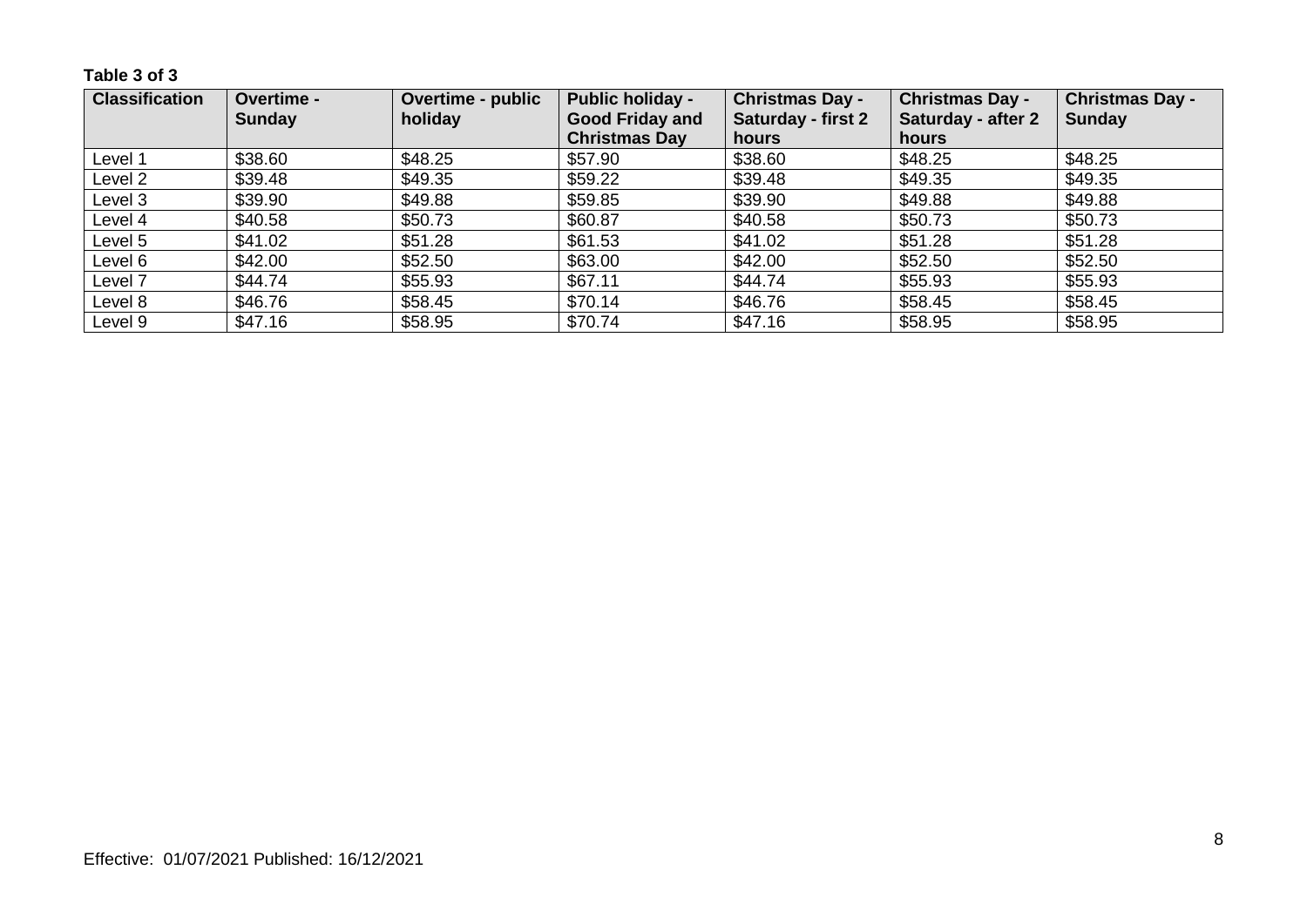**Table 3 of 3**

| Classification | Overtime - Sunday | Overtime - public holiday | Public holiday - Good Friday and Christmas Day | Christmas Day - Saturday - first 2 hours | Christmas Day - Saturday - after 2 hours | Christmas Day - Sunday |
|---|---|---|---|---|---|---|
| Level 1 | $38.60 | $48.25 | $57.90 | $38.60 | $48.25 | $48.25 |
| Level 2 | $39.48 | $49.35 | $59.22 | $39.48 | $49.35 | $49.35 |
| Level 3 | $39.90 | $49.88 | $59.85 | $39.90 | $49.88 | $49.88 |
| Level 4 | $40.58 | $50.73 | $60.87 | $40.58 | $50.73 | $50.73 |
| Level 5 | $41.02 | $51.28 | $61.53 | $41.02 | $51.28 | $51.28 |
| Level 6 | $42.00 | $52.50 | $63.00 | $42.00 | $52.50 | $52.50 |
| Level 7 | $44.74 | $55.93 | $67.11 | $44.74 | $55.93 | $55.93 |
| Level 8 | $46.76 | $58.45 | $70.14 | $46.76 | $58.45 | $58.45 |
| Level 9 | $47.16 | $58.95 | $70.74 | $47.16 | $58.95 | $58.95 |

Effective: 01/07/2021 Published: 16/12/2021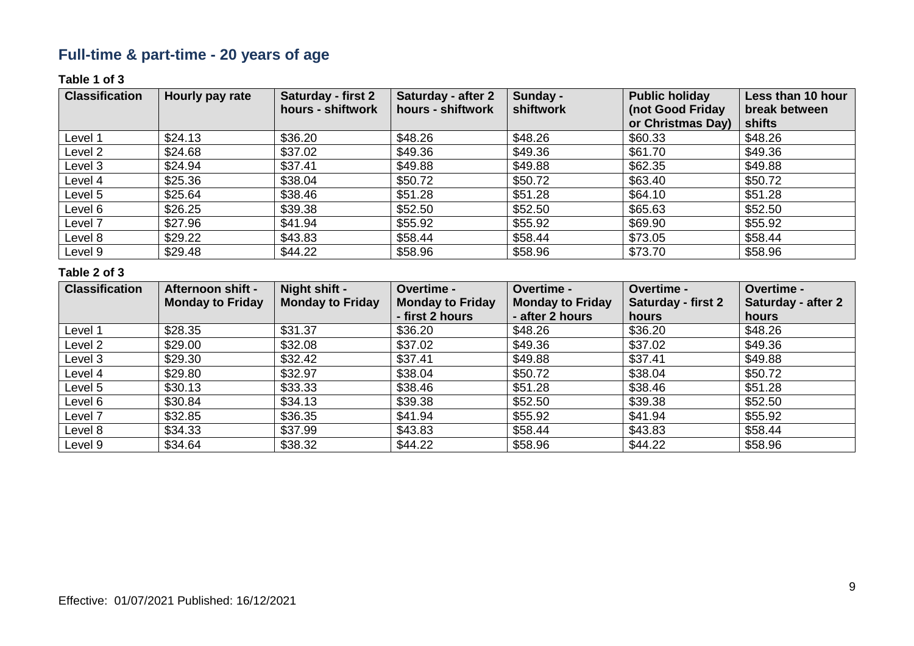## Full-time & part-time - 20 years of age

**Table 1 of 3**

| Classification | Hourly pay rate | Saturday - first 2 hours - shiftwork | Saturday - after 2 hours - shiftwork | Sunday - shiftwork | Public holiday (not Good Friday or Christmas Day) | Less than 10 hour break between shifts |
|---|---|---|---|---|---|---|
| Level 1 | $24.13 | $36.20 | $48.26 | $48.26 | $60.33 | $48.26 |
| Level 2 | $24.68 | $37.02 | $49.36 | $49.36 | $61.70 | $49.36 |
| Level 3 | $24.94 | $37.41 | $49.88 | $49.88 | $62.35 | $49.88 |
| Level 4 | $25.36 | $38.04 | $50.72 | $50.72 | $63.40 | $50.72 |
| Level 5 | $25.64 | $38.46 | $51.28 | $51.28 | $64.10 | $51.28 |
| Level 6 | $26.25 | $39.38 | $52.50 | $52.50 | $65.63 | $52.50 |
| Level 7 | $27.96 | $41.94 | $55.92 | $55.92 | $69.90 | $55.92 |
| Level 8 | $29.22 | $43.83 | $58.44 | $58.44 | $73.05 | $58.44 |
| Level 9 | $29.48 | $44.22 | $58.96 | $58.96 | $73.70 | $58.96 |

**Table 2 of 3**

| Classification | Afternoon shift - Monday to Friday | Night shift - Monday to Friday | Overtime - Monday to Friday - first 2 hours | Overtime - Monday to Friday - after 2 hours | Overtime - Saturday - first 2 hours | Overtime - Saturday - after 2 hours |
|---|---|---|---|---|---|---|
| Level 1 | $28.35 | $31.37 | $36.20 | $48.26 | $36.20 | $48.26 |
| Level 2 | $29.00 | $32.08 | $37.02 | $49.36 | $37.02 | $49.36 |
| Level 3 | $29.30 | $32.42 | $37.41 | $49.88 | $37.41 | $49.88 |
| Level 4 | $29.80 | $32.97 | $38.04 | $50.72 | $38.04 | $50.72 |
| Level 5 | $30.13 | $33.33 | $38.46 | $51.28 | $38.46 | $51.28 |
| Level 6 | $30.84 | $34.13 | $39.38 | $52.50 | $39.38 | $52.50 |
| Level 7 | $32.85 | $36.35 | $41.94 | $55.92 | $41.94 | $55.92 |
| Level 8 | $34.33 | $37.99 | $43.83 | $58.44 | $43.83 | $58.44 |
| Level 9 | $34.64 | $38.32 | $44.22 | $58.96 | $44.22 | $58.96 |

Effective: 01/07/2021 Published: 16/12/2021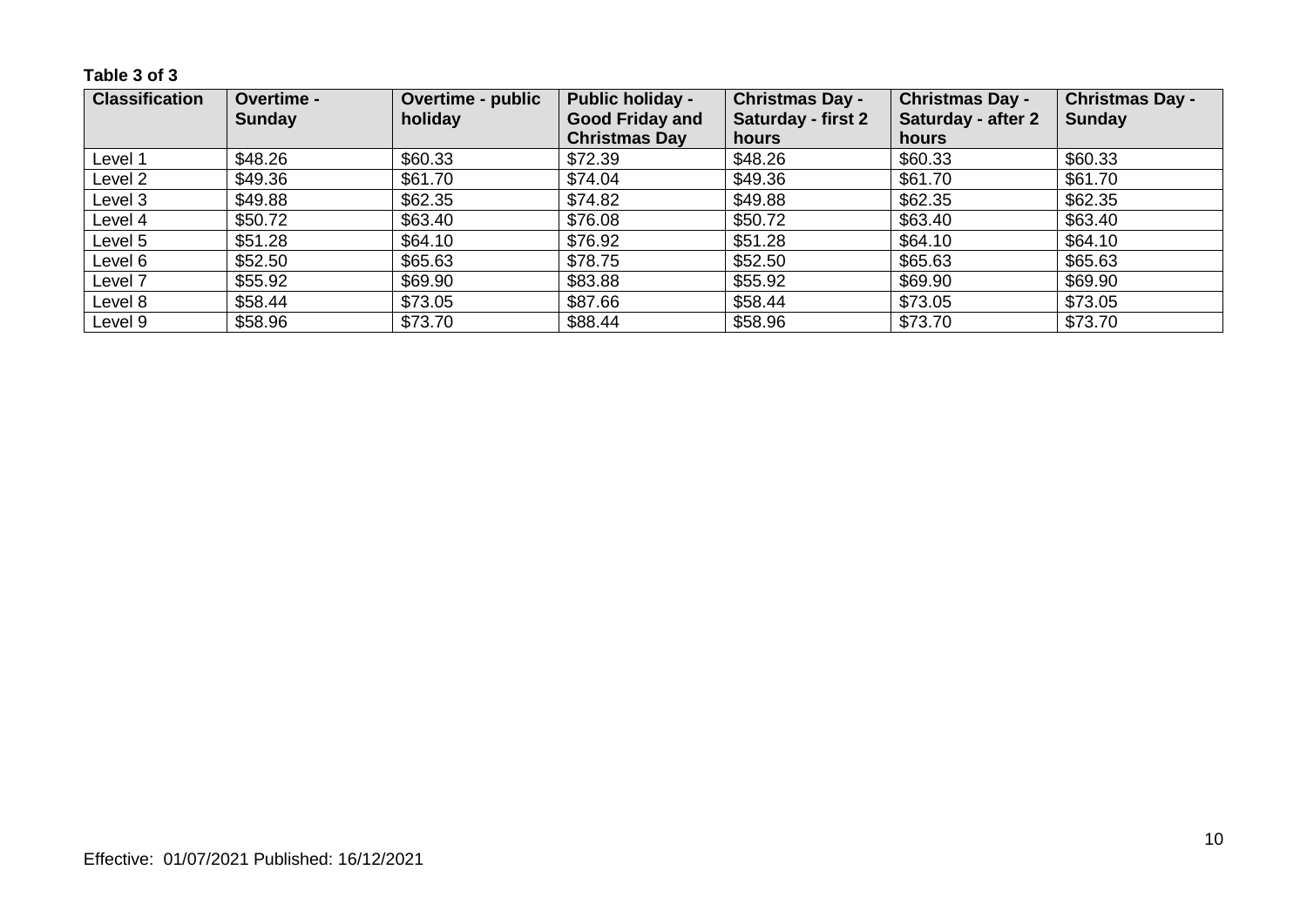**Table 3 of 3**

| Classification | Overtime - Sunday | Overtime - public holiday | Public holiday - Good Friday and Christmas Day | Christmas Day - Saturday - first 2 hours | Christmas Day - Saturday - after 2 hours | Christmas Day - Sunday |
|---|---|---|---|---|---|---|
| Level 1 | $48.26 | $60.33 | $72.39 | $48.26 | $60.33 | $60.33 |
| Level 2 | $49.36 | $61.70 | $74.04 | $49.36 | $61.70 | $61.70 |
| Level 3 | $49.88 | $62.35 | $74.82 | $49.88 | $62.35 | $62.35 |
| Level 4 | $50.72 | $63.40 | $76.08 | $50.72 | $63.40 | $63.40 |
| Level 5 | $51.28 | $64.10 | $76.92 | $51.28 | $64.10 | $64.10 |
| Level 6 | $52.50 | $65.63 | $78.75 | $52.50 | $65.63 | $65.63 |
| Level 7 | $55.92 | $69.90 | $83.88 | $55.92 | $69.90 | $69.90 |
| Level 8 | $58.44 | $73.05 | $87.66 | $58.44 | $73.05 | $73.05 |
| Level 9 | $58.96 | $73.70 | $88.44 | $58.96 | $73.70 | $73.70 |

Effective: 01/07/2021 Published: 16/12/2021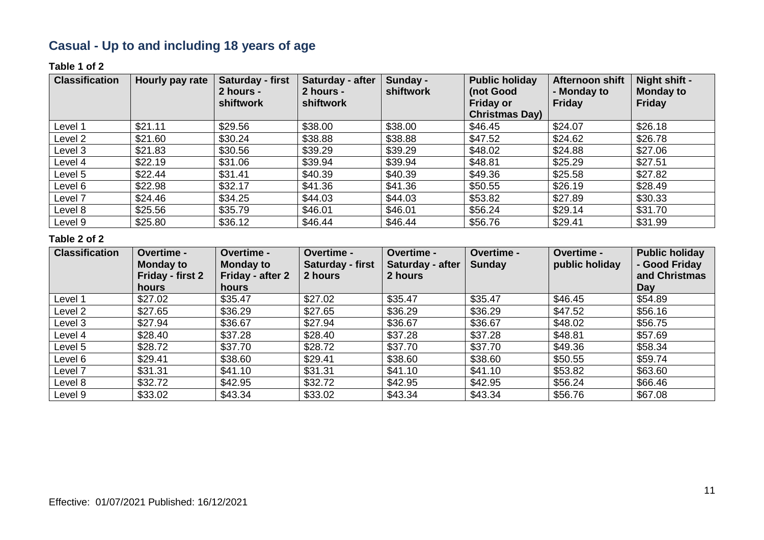## Casual - Up to and including 18 years of age

**Table 1 of 2**

| Classification | Hourly pay rate | Saturday - first 2 hours - shiftwork | Saturday - after 2 hours - shiftwork | Sunday - shiftwork | Public holiday (not Good Friday or Christmas Day) | Afternoon shift - Monday to Friday | Night shift - Monday to Friday |
|---|---|---|---|---|---|---|---|
| Level 1 | $21.11 | $29.56 | $38.00 | $38.00 | $46.45 | $24.07 | $26.18 |
| Level 2 | $21.60 | $30.24 | $38.88 | $38.88 | $47.52 | $24.62 | $26.78 |
| Level 3 | $21.83 | $30.56 | $39.29 | $39.29 | $48.02 | $24.88 | $27.06 |
| Level 4 | $22.19 | $31.06 | $39.94 | $39.94 | $48.81 | $25.29 | $27.51 |
| Level 5 | $22.44 | $31.41 | $40.39 | $40.39 | $49.36 | $25.58 | $27.82 |
| Level 6 | $22.98 | $32.17 | $41.36 | $41.36 | $50.55 | $26.19 | $28.49 |
| Level 7 | $24.46 | $34.25 | $44.03 | $44.03 | $53.82 | $27.89 | $30.33 |
| Level 8 | $25.56 | $35.79 | $46.01 | $46.01 | $56.24 | $29.14 | $31.70 |
| Level 9 | $25.80 | $36.12 | $46.44 | $46.44 | $56.76 | $29.41 | $31.99 |

**Table 2 of 2**

| Classification | Overtime - Monday to Friday - first 2 hours | Overtime - Monday to Friday - after 2 hours | Overtime - Saturday - first 2 hours | Overtime - Saturday - after 2 hours | Overtime - Sunday | Overtime - public holiday | Public holiday - Good Friday and Christmas Day |
|---|---|---|---|---|---|---|---|
| Level 1 | $27.02 | $35.47 | $27.02 | $35.47 | $35.47 | $46.45 | $54.89 |
| Level 2 | $27.65 | $36.29 | $27.65 | $36.29 | $36.29 | $47.52 | $56.16 |
| Level 3 | $27.94 | $36.67 | $27.94 | $36.67 | $36.67 | $48.02 | $56.75 |
| Level 4 | $28.40 | $37.28 | $28.40 | $37.28 | $37.28 | $48.81 | $57.69 |
| Level 5 | $28.72 | $37.70 | $28.72 | $37.70 | $37.70 | $49.36 | $58.34 |
| Level 6 | $29.41 | $38.60 | $29.41 | $38.60 | $38.60 | $50.55 | $59.74 |
| Level 7 | $31.31 | $41.10 | $31.31 | $41.10 | $41.10 | $53.82 | $63.60 |
| Level 8 | $32.72 | $42.95 | $32.72 | $42.95 | $42.95 | $56.24 | $66.46 |
| Level 9 | $33.02 | $43.34 | $33.02 | $43.34 | $43.34 | $56.76 | $67.08 |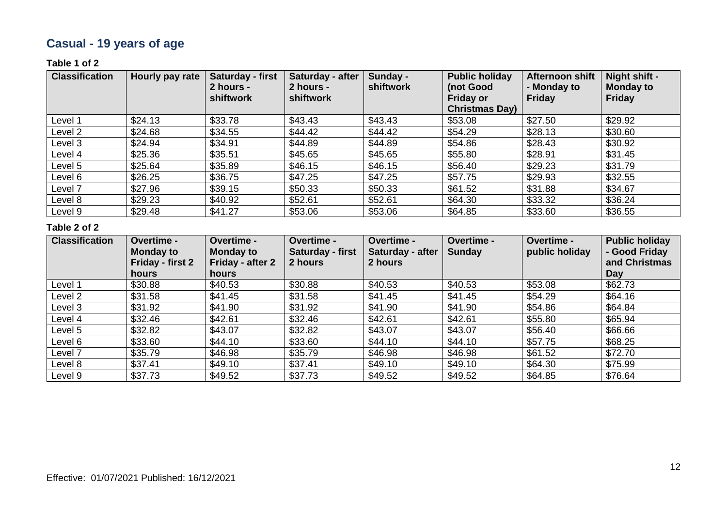## Casual - 19 years of age

**Table 1 of 2**

| Classification | Hourly pay rate | Saturday - first 2 hours - shiftwork | Saturday - after 2 hours - shiftwork | Sunday - shiftwork | Public holiday (not Good Friday or Christmas Day) | Afternoon shift - Monday to Friday | Night shift - Monday to Friday |
|---|---|---|---|---|---|---|---|
| Level 1 | $24.13 | $33.78 | $43.43 | $43.43 | $53.08 | $27.50 | $29.92 |
| Level 2 | $24.68 | $34.55 | $44.42 | $44.42 | $54.29 | $28.13 | $30.60 |
| Level 3 | $24.94 | $34.91 | $44.89 | $44.89 | $54.86 | $28.43 | $30.92 |
| Level 4 | $25.36 | $35.51 | $45.65 | $45.65 | $55.80 | $28.91 | $31.45 |
| Level 5 | $25.64 | $35.89 | $46.15 | $46.15 | $56.40 | $29.23 | $31.79 |
| Level 6 | $26.25 | $36.75 | $47.25 | $47.25 | $57.75 | $29.93 | $32.55 |
| Level 7 | $27.96 | $39.15 | $50.33 | $50.33 | $61.52 | $31.88 | $34.67 |
| Level 8 | $29.23 | $40.92 | $52.61 | $52.61 | $64.30 | $33.32 | $36.24 |
| Level 9 | $29.48 | $41.27 | $53.06 | $53.06 | $64.85 | $33.60 | $36.55 |

**Table 2 of 2**

| Classification | Overtime - Monday to Friday - first 2 hours | Overtime - Monday to Friday - after 2 hours | Overtime - Saturday - first 2 hours | Overtime - Saturday - after 2 hours | Overtime - Sunday | Overtime - public holiday | Public holiday - Good Friday and Christmas Day |
|---|---|---|---|---|---|---|---|
| Level 1 | $30.88 | $40.53 | $30.88 | $40.53 | $40.53 | $53.08 | $62.73 |
| Level 2 | $31.58 | $41.45 | $31.58 | $41.45 | $41.45 | $54.29 | $64.16 |
| Level 3 | $31.92 | $41.90 | $31.92 | $41.90 | $41.90 | $54.86 | $64.84 |
| Level 4 | $32.46 | $42.61 | $32.46 | $42.61 | $42.61 | $55.80 | $65.94 |
| Level 5 | $32.82 | $43.07 | $32.82 | $43.07 | $43.07 | $56.40 | $66.66 |
| Level 6 | $33.60 | $44.10 | $33.60 | $44.10 | $44.10 | $57.75 | $68.25 |
| Level 7 | $35.79 | $46.98 | $35.79 | $46.98 | $46.98 | $61.52 | $72.70 |
| Level 8 | $37.41 | $49.10 | $37.41 | $49.10 | $49.10 | $64.30 | $75.99 |
| Level 9 | $37.73 | $49.52 | $37.73 | $49.52 | $49.52 | $64.85 | $76.64 |

Effective: 01/07/2021 Published: 16/12/2021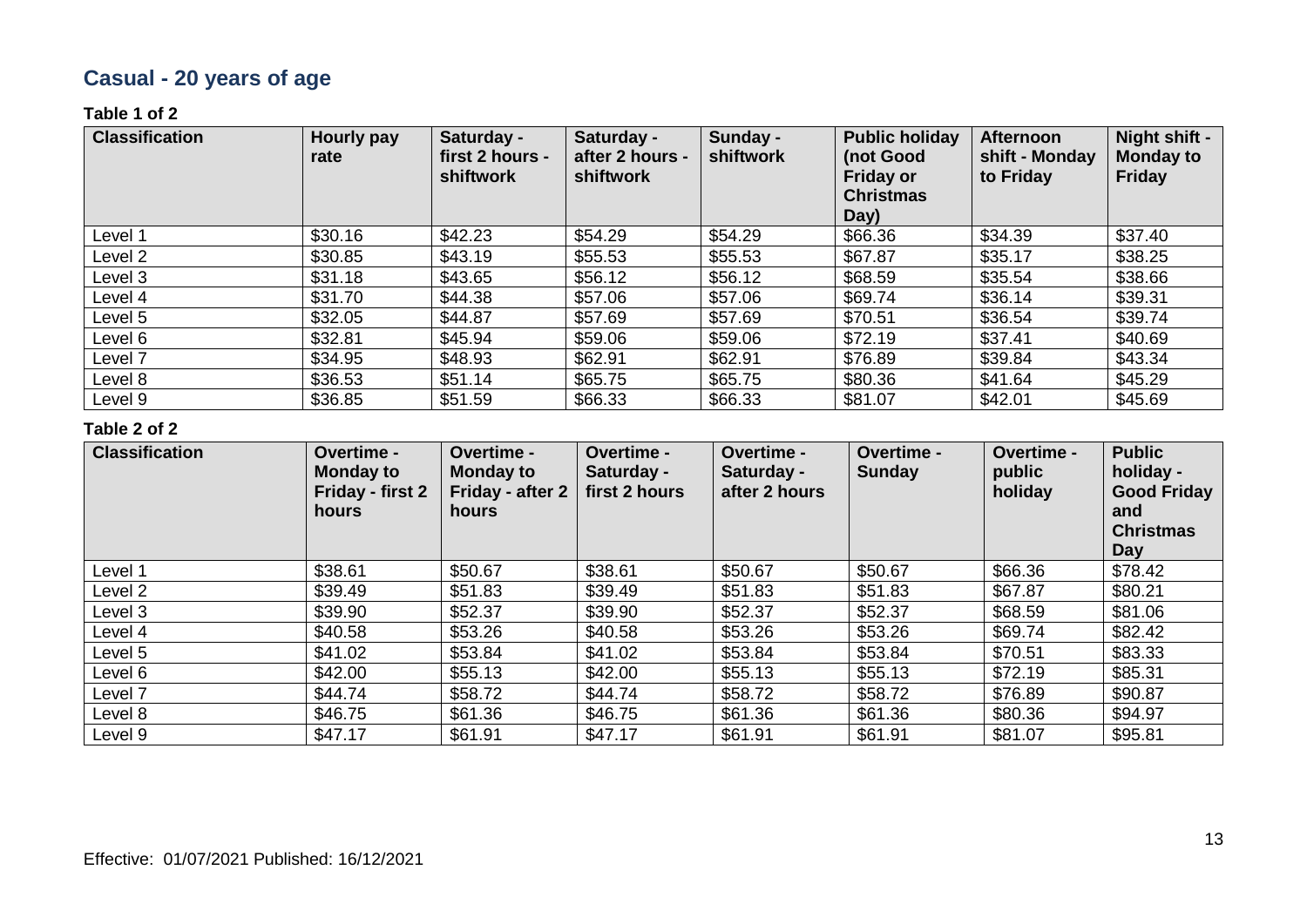## Casual - 20 years of age

**Table 1 of 2**

| Classification | Hourly pay rate | Saturday - first 2 hours - shiftwork | Saturday - after 2 hours - shiftwork | Sunday - shiftwork | Public holiday (not Good Friday or Christmas Day) | Afternoon shift - Monday to Friday | Night shift - Monday to Friday |
|---|---|---|---|---|---|---|---|
| Level 1 | $30.16 | $42.23 | $54.29 | $54.29 | $66.36 | $34.39 | $37.40 |
| Level 2 | $30.85 | $43.19 | $55.53 | $55.53 | $67.87 | $35.17 | $38.25 |
| Level 3 | $31.18 | $43.65 | $56.12 | $56.12 | $68.59 | $35.54 | $38.66 |
| Level 4 | $31.70 | $44.38 | $57.06 | $57.06 | $69.74 | $36.14 | $39.31 |
| Level 5 | $32.05 | $44.87 | $57.69 | $57.69 | $70.51 | $36.54 | $39.74 |
| Level 6 | $32.81 | $45.94 | $59.06 | $59.06 | $72.19 | $37.41 | $40.69 |
| Level 7 | $34.95 | $48.93 | $62.91 | $62.91 | $76.89 | $39.84 | $43.34 |
| Level 8 | $36.53 | $51.14 | $65.75 | $65.75 | $80.36 | $41.64 | $45.29 |
| Level 9 | $36.85 | $51.59 | $66.33 | $66.33 | $81.07 | $42.01 | $45.69 |

**Table 2 of 2**

| Classification | Overtime - Monday to Friday - first 2 hours | Overtime - Monday to Friday - after 2 hours | Overtime - Saturday - first 2 hours | Overtime - Saturday - after 2 hours | Overtime - Sunday | Overtime - public holiday | Public holiday - Good Friday and Christmas Day |
|---|---|---|---|---|---|---|---|
| Level 1 | $38.61 | $50.67 | $38.61 | $50.67 | $50.67 | $66.36 | $78.42 |
| Level 2 | $39.49 | $51.83 | $39.49 | $51.83 | $51.83 | $67.87 | $80.21 |
| Level 3 | $39.90 | $52.37 | $39.90 | $52.37 | $52.37 | $68.59 | $81.06 |
| Level 4 | $40.58 | $53.26 | $40.58 | $53.26 | $53.26 | $69.74 | $82.42 |
| Level 5 | $41.02 | $53.84 | $41.02 | $53.84 | $53.84 | $70.51 | $83.33 |
| Level 6 | $42.00 | $55.13 | $42.00 | $55.13 | $55.13 | $72.19 | $85.31 |
| Level 7 | $44.74 | $58.72 | $44.74 | $58.72 | $58.72 | $76.89 | $90.87 |
| Level 8 | $46.75 | $61.36 | $46.75 | $61.36 | $61.36 | $80.36 | $94.97 |
| Level 9 | $47.17 | $61.91 | $47.17 | $61.91 | $61.91 | $81.07 | $95.81 |

Effective: 01/07/2021 Published: 16/12/2021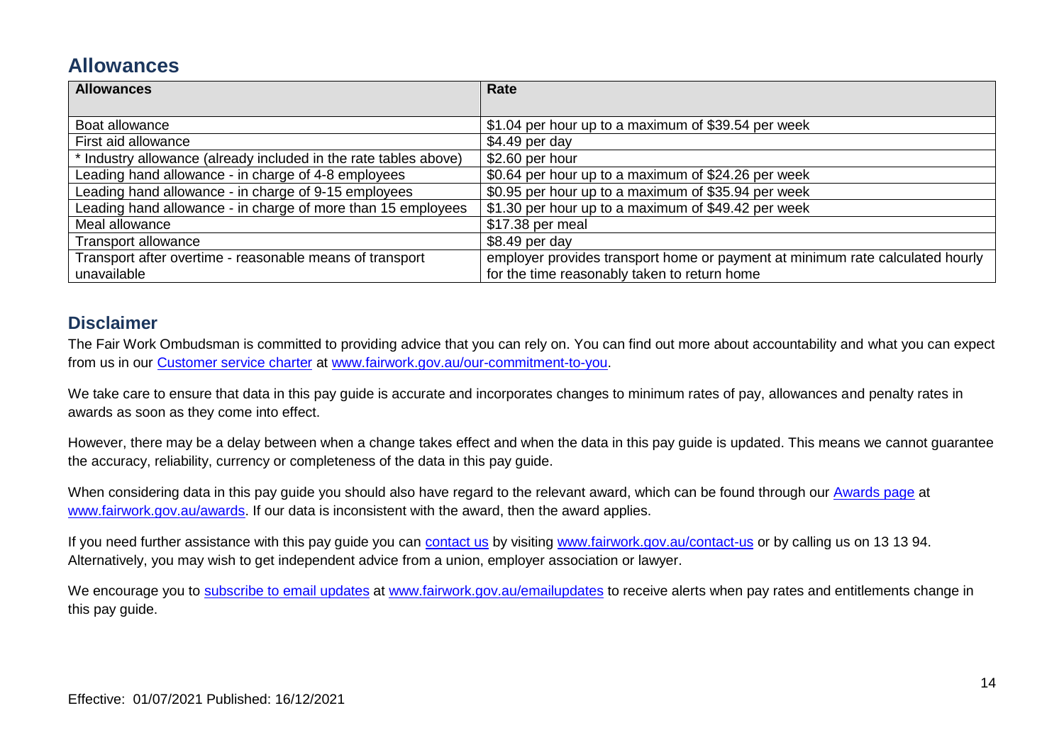## Allowances

| Allowances | Rate |
|---|---|
| Boat allowance | $1.04 per hour up to a maximum of $39.54 per week |
| First aid allowance | $4.49 per day |
| * Industry allowance (already included in the rate tables above) | $2.60 per hour |
| Leading hand allowance - in charge of 4-8 employees | $0.64 per hour up to a maximum of $24.26 per week |
| Leading hand allowance - in charge of 9-15 employees | $0.95 per hour up to a maximum of $35.94 per week |
| Leading hand allowance - in charge of more than 15 employees | $1.30 per hour up to a maximum of $49.42 per week |
| Meal allowance | $17.38 per meal |
| Transport allowance | $8.49 per day |
| Transport after overtime - reasonable means of transport unavailable | employer provides transport home or payment at minimum rate calculated hourly for the time reasonably taken to return home |

## Disclaimer

The Fair Work Ombudsman is committed to providing advice that you can rely on. You can find out more about accountability and what you can expect from us in our Customer service charter at www.fairwork.gov.au/our-commitment-to-you.

We take care to ensure that data in this pay guide is accurate and incorporates changes to minimum rates of pay, allowances and penalty rates in awards as soon as they come into effect.

However, there may be a delay between when a change takes effect and when the data in this pay guide is updated. This means we cannot guarantee the accuracy, reliability, currency or completeness of the data in this pay guide.

When considering data in this pay guide you should also have regard to the relevant award, which can be found through our Awards page at www.fairwork.gov.au/awards. If our data is inconsistent with the award, then the award applies.

If you need further assistance with this pay guide you can contact us by visiting www.fairwork.gov.au/contact-us or by calling us on 13 13 94. Alternatively, you may wish to get independent advice from a union, employer association or lawyer.

We encourage you to subscribe to email updates at www.fairwork.gov.au/emailupdates to receive alerts when pay rates and entitlements change in this pay guide.

Effective: 01/07/2021 Published: 16/12/2021